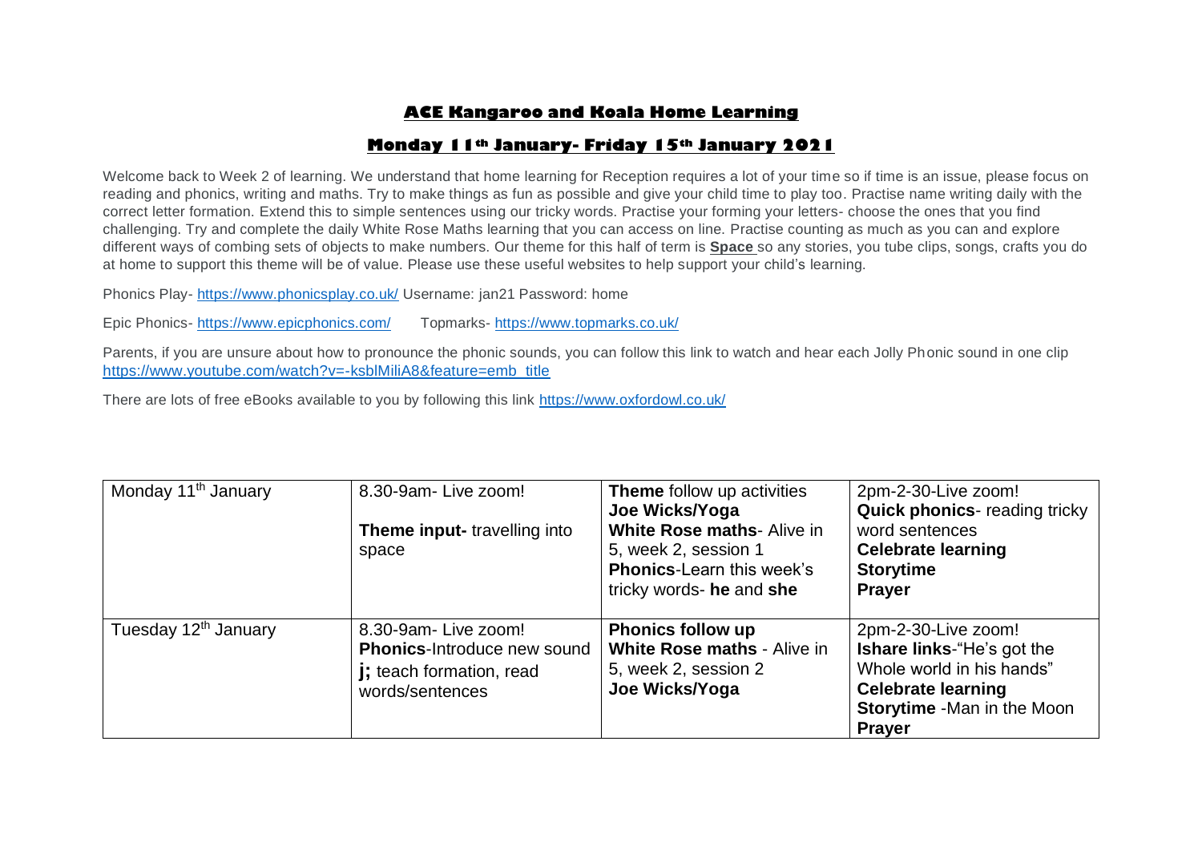# ACE Kangaroo and Koala Home Learning

## Monday 11th January- Friday 15th January 2021

Welcome back to Week 2 of learning. We understand that home learning for Reception requires a lot of your time so if time is an issue, please focus on reading and phonics, writing and maths. Try to make things as fun as possible and give your child time to play too. Practise name writing daily with the correct letter formation. Extend this to simple sentences using our tricky words. Practise your forming your letters- choose the ones that you find challenging. Try and complete the daily White Rose Maths learning that you can access on line. Practise counting as much as you can and explore different ways of combing sets of objects to make numbers. Our theme for this half of term is **Space** so any stories, you tube clips, songs, crafts you do at home to support this theme will be of value. Please use these useful websites to help support your child's learning.

Phonics Play- https://www.phonicsplay.co.uk/ Username: jan21 Password: home

Epic Phonics- https://www.epicphonics.com/ Topmarks- https://www.topmarks.co.uk/

Parents, if you are unsure about how to pronounce the phonic sounds, you can follow this link to watch and hear each Jolly Phonic sound in one clip https://www.youtube.com/watch?v=-ksblMiliA8&feature=emb_title

There are lots of free eBooks available to you by following this link https://www.oxfordowl.co.uk/

| Monday 11th January | 8.30-9am- Live zoom!<br><br>**Theme input-** travelling into space | **Theme** follow up activities<br>**Joe Wicks/Yoga**<br>**White Rose maths**- Alive in 5, week 2, session 1<br>**Phonics**-Learn this week's tricky words- **he** and **she** | 2pm-2-30-Live zoom!<br>**Quick phonics**- reading tricky word sentences<br>**Celebrate learning**<br>**Storytime**<br>**Prayer** |
|---|---|---|---|
| Tuesday 12th January | 8.30-9am- Live zoom!<br>**Phonics**-Introduce new sound **j;** teach formation, read words/sentences | **Phonics follow up**<br>**White Rose maths** - Alive in 5, week 2, session 2<br>**Joe Wicks/Yoga** | 2pm-2-30-Live zoom!<br>**Ishare links**-"He's got the Whole world in his hands"<br>**Celebrate learning**<br>**Storytime** -Man in the Moon<br>**Prayer** |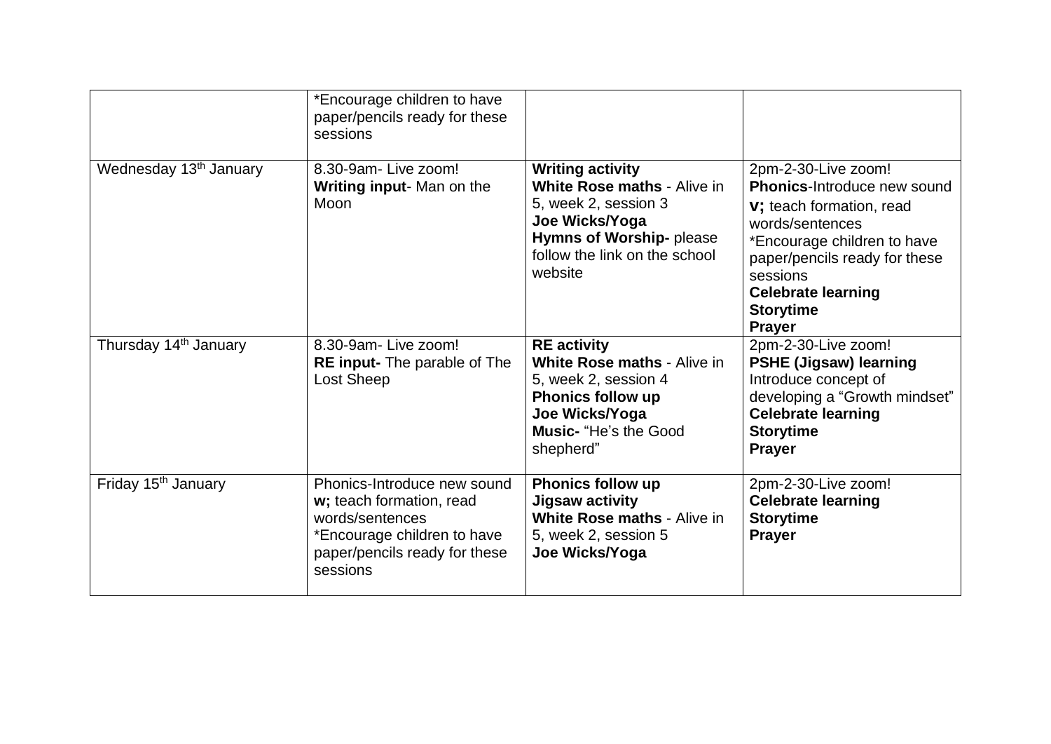| | | | |
|---|---|---|---|
| | *Encourage children to have paper/pencils ready for these sessions | | |
| Wednesday 13th January | 8.30-9am- Live zoom!<br>**Writing input**- Man on the Moon | **Writing activity**<br>**White Rose maths** - Alive in 5, week 2, session 3<br>**Joe Wicks/Yoga**<br>**Hymns of Worship-** please follow the link on the school website | 2pm-2-30-Live zoom!<br>**Phonics**-Introduce new sound **v;** teach formation, read words/sentences<br>*Encourage children to have paper/pencils ready for these sessions<br>**Celebrate learning**<br>**Storytime**<br>**Prayer** |
| Thursday 14th January | 8.30-9am- Live zoom!<br>**RE input-** The parable of The Lost Sheep | **RE activity**<br>**White Rose maths** - Alive in 5, week 2, session 4<br>**Phonics follow up**<br>**Joe Wicks/Yoga**<br>**Music-** "He's the Good shepherd" | 2pm-2-30-Live zoom!<br>**PSHE (Jigsaw) learning**<br>Introduce concept of developing a "Growth mindset"<br>**Celebrate learning**<br>**Storytime**<br>**Prayer** |
| Friday 15th January | Phonics-Introduce new sound **w;** teach formation, read words/sentences<br>*Encourage children to have paper/pencils ready for these sessions | **Phonics follow up**<br>**Jigsaw activity**<br>**White Rose maths** - Alive in 5, week 2, session 5<br>**Joe Wicks/Yoga** | 2pm-2-30-Live zoom!<br>**Celebrate learning**<br>**Storytime**<br>**Prayer** |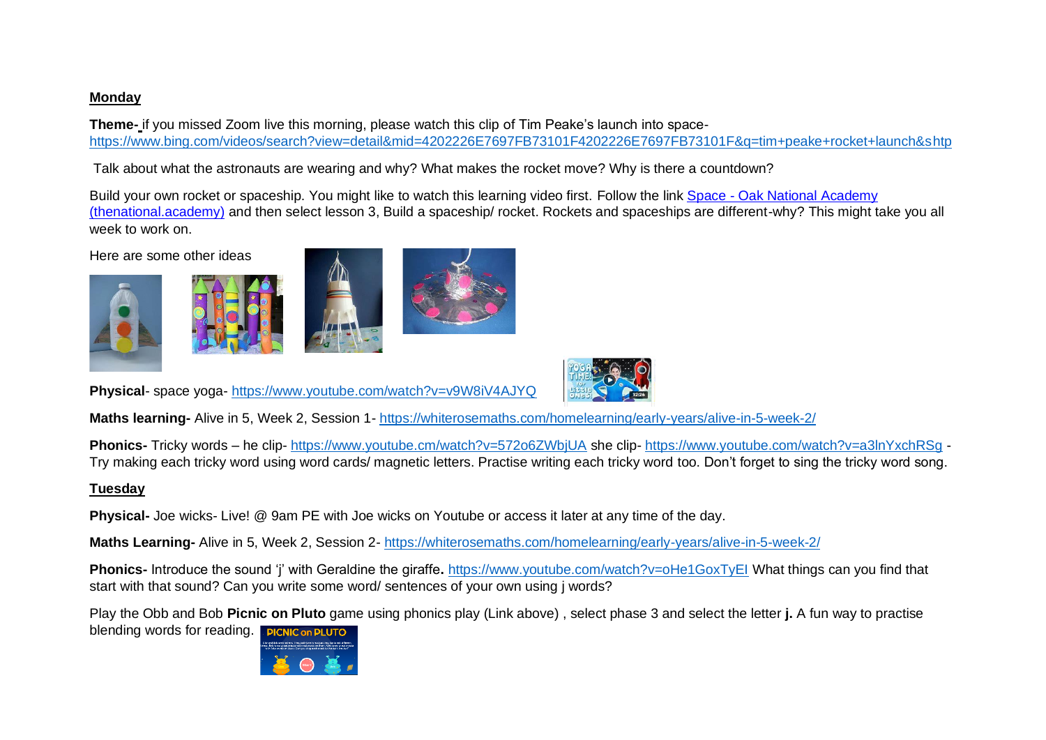**Monday**

**Theme-** if you missed Zoom live this morning, please watch this clip of Tim Peake's launch into space- https://www.bing.com/videos/search?view=detail&mid=4202226E7697FB73101F4202226E7697FB73101F&q=tim+peake+rocket+launch&shtp

Talk about what the astronauts are wearing and why? What makes the rocket move? Why is there a countdown?

Build your own rocket or spaceship. You might like to watch this learning video first. Follow the link [Space - Oak National Academy (thenational.academy)] and then select lesson 3, Build a spaceship/ rocket. Rockets and spaceships are different-why? This might take you all week to work on.

Here are some other ideas

**Physical**- space yoga- https://www.youtube.com/watch?v=v9W8iV4AJYQ

**Maths learning-** Alive in 5, Week 2, Session 1- https://whiterosemaths.com/homelearning/early-years/alive-in-5-week-2/

**Phonics-** Tricky words – he clip- https://www.youtube.cm/watch?v=572o6ZWbjUA she clip- https://www.youtube.com/watch?v=a3lnYxchRSg - Try making each tricky word using word cards/ magnetic letters. Practise writing each tricky word too. Don't forget to sing the tricky word song.

**Tuesday**

**Physical-** Joe wicks- Live! @ 9am PE with Joe wicks on Youtube or access it later at any time of the day.

**Maths Learning-** Alive in 5, Week 2, Session 2- https://whiterosemaths.com/homelearning/early-years/alive-in-5-week-2/

**Phonics-** Introduce the sound 'j' with Geraldine the giraffe**.** https://www.youtube.com/watch?v=oHe1GoxTyEI What things can you find that start with that sound? Can you write some word/ sentences of your own using j words?

Play the Obb and Bob **Picnic on Pluto** game using phonics play (Link above) , select phase 3 and select the letter **j.** A fun way to practise blending words for reading.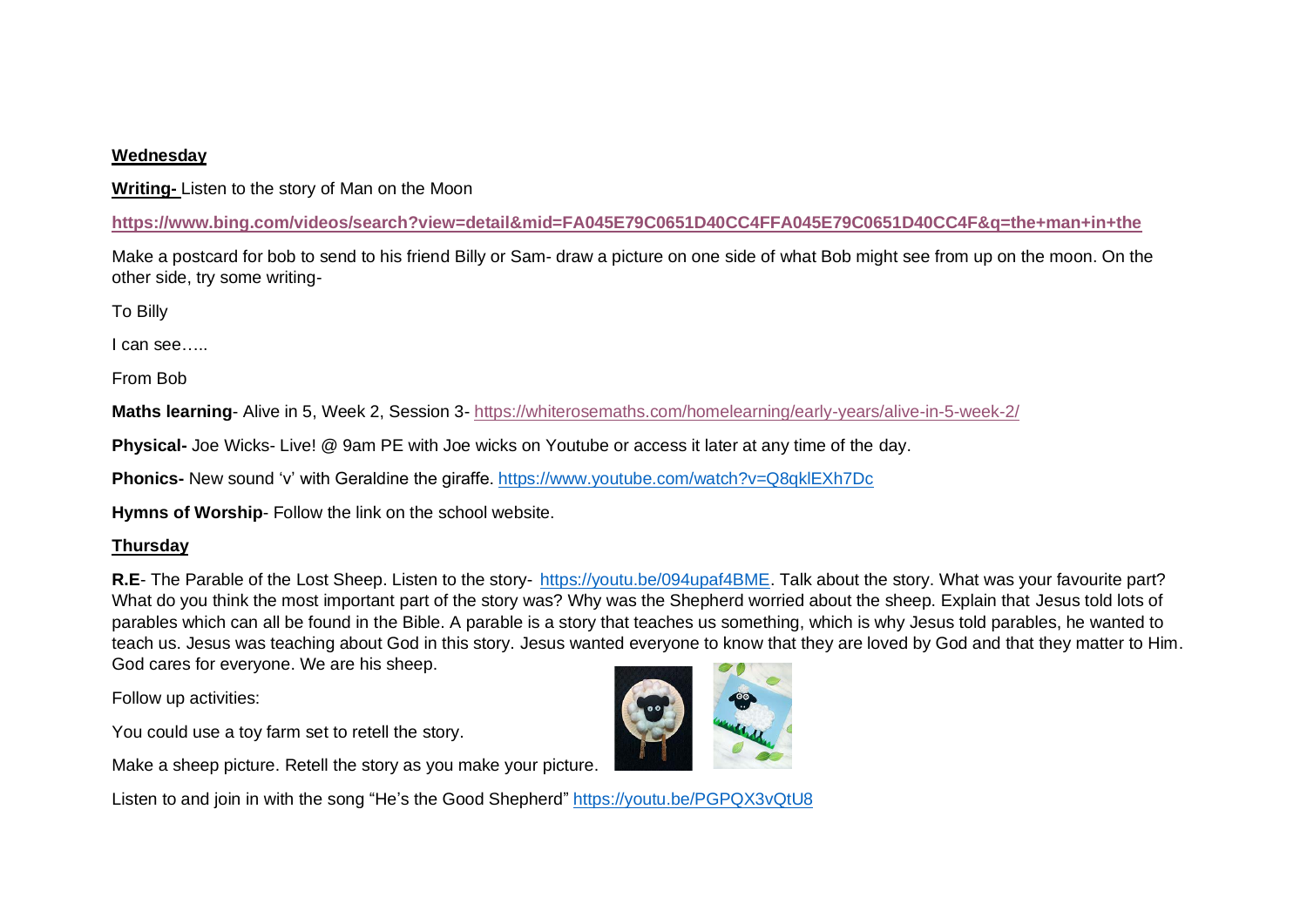**Wednesday**

**Writing-** Listen to the story of Man on the Moon

**https://www.bing.com/videos/search?view=detail&mid=FA045E79C0651D40CC4FFA045E79C0651D40CC4F&q=the+man+in+the**

Make a postcard for bob to send to his friend Billy or Sam- draw a picture on one side of what Bob might see from up on the moon. On the other side, try some writing-

To Billy

I can see…..

From Bob

**Maths learning**- Alive in 5, Week 2, Session 3- https://whiterosemaths.com/homelearning/early-years/alive-in-5-week-2/

**Physical-** Joe Wicks- Live! @ 9am PE with Joe wicks on Youtube or access it later at any time of the day.

**Phonics-** New sound 'v' with Geraldine the giraffe. https://www.youtube.com/watch?v=Q8qklEXh7Dc

**Hymns of Worship**- Follow the link on the school website.

**Thursday**

**R.E**- The Parable of the Lost Sheep. Listen to the story- https://youtu.be/094upaf4BME. Talk about the story. What was your favourite part? What do you think the most important part of the story was? Why was the Shepherd worried about the sheep. Explain that Jesus told lots of parables which can all be found in the Bible. A parable is a story that teaches us something, which is why Jesus told parables, he wanted to teach us. Jesus was teaching about God in this story. Jesus wanted everyone to know that they are loved by God and that they matter to Him. God cares for everyone. We are his sheep.

Follow up activities:

You could use a toy farm set to retell the story.

Make a sheep picture. Retell the story as you make your picture.

Listen to and join in with the song "He's the Good Shepherd" https://youtu.be/PGPQX3vQtU8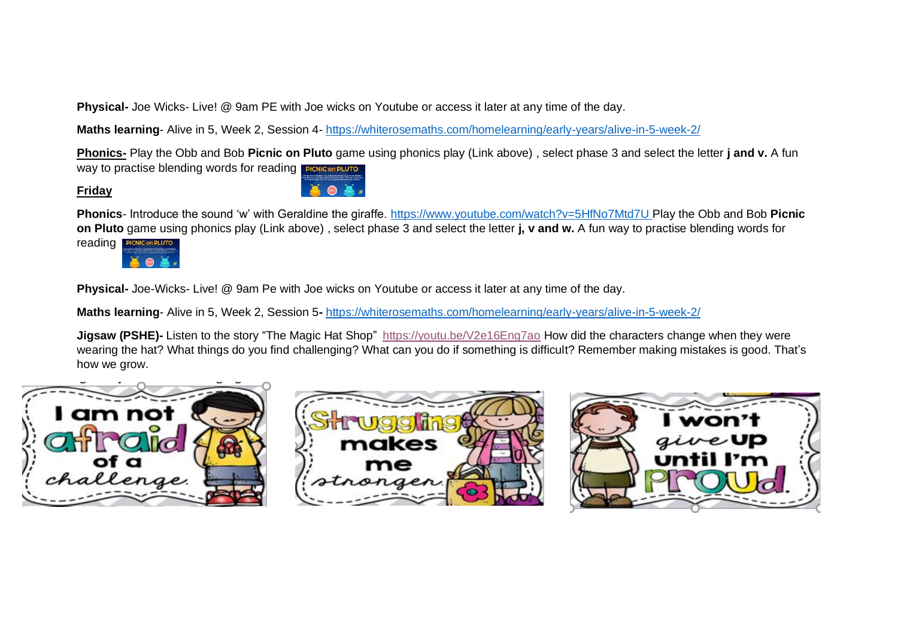**Physical-** Joe Wicks- Live! @ 9am PE with Joe wicks on Youtube or access it later at any time of the day.

**Maths learning**- Alive in 5, Week 2, Session 4- https://whiterosemaths.com/homelearning/early-years/alive-in-5-week-2/

**Phonics-** Play the Obb and Bob **Picnic on Pluto** game using phonics play (Link above) , select phase 3 and select the letter **j and v.** A fun way to practise blending words for reading

**Friday**

**Phonics**- Introduce the sound 'w' with Geraldine the giraffe. https://www.youtube.com/watch?v=5HfNo7Mtd7U Play the Obb and Bob **Picnic on Pluto** game using phonics play (Link above) , select phase 3 and select the letter **j, v and w.** A fun way to practise blending words for reading

**Physical-** Joe-Wicks- Live! @ 9am Pe with Joe wicks on Youtube or access it later at any time of the day.

**Maths learning**- Alive in 5, Week 2, Session 5**-** https://whiterosemaths.com/homelearning/early-years/alive-in-5-week-2/

**Jigsaw (PSHE)-** Listen to the story "The Magic Hat Shop" https://youtu.be/V2e16Eng7ao How did the characters change when they were wearing the hat? What things do you find challenging? What can you do if something is difficult? Remember making mistakes is good. That's how we grow.

I am not afraid of a challenge.

Struggling makes me stronger.

I won't give up until I'm proud.